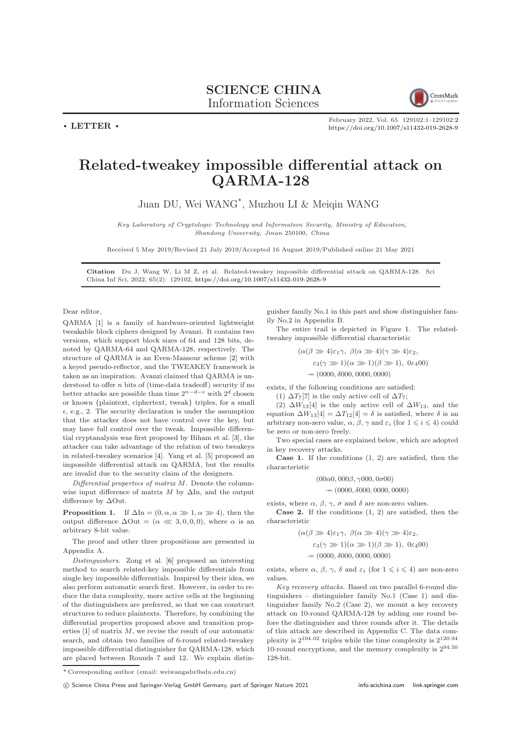# SCIENCE CHINA Information Sciences

• LETTER •

# Related-tweakey impossible differential attack on QARMA-128

Juan DU, Wei WANG*, Muzhou LI & Meiqin WANG

*Key Laboratory of Cryptologic Technology and Information Security, Ministry of Education, Shandong University, Jinan 250100, China*

Received 5 May 2019/Revised 21 July 2019/Accepted 16 August 2019/Published online 21 May 2021

**Citation** Du J, Wang W, Li M Z, et al. Related-tweakey impossible differential attack on QARMA-128. Sci China Inf Sci, 2022, 65(2): 129102, https://doi.org/10.1007/s11432-019-2628-9

Dear editor,

QARMA [1] is a family of hardware-oriented lightweight tweakable block ciphers designed by Avanzi. It contains two versions, which support block sizes of 64 and 128 bits, denoted by QARMA-64 and QARMA-128, respectively. The structure of QARMA is an Even-Mansour scheme [2] with a keyed pseudo-reflector, and the TWEAKEY framework is taken as an inspiration. Avanzi claimed that QARMA is understood to offer $n$ bits of (time-data tradeoff) security if no better attacks are possible than time $2^{n-d-\epsilon}$ with $2^d$ chosen or known {plaintext, ciphertext, tweak} triples, for a small $\epsilon$, e.g., 2. The security declaration is under the assumption that the attacker does not have control over the key, but may have full control over the tweak. Impossible differential cryptanalysis was first proposed by Biham et al. [3], the attacker can take advantage of the relation of two tweakeys in related-tweakey scenarios [4]. Yang et al. [5] proposed an impossible differential attack on QARMA, but the results are invalid due to the security claim of the designers.

*Differential properties of matrix M.* Denote the columnwise input difference of matrix $M$ by $\Delta$In, and the output difference by $\Delta$Out.

**Proposition 1.** If $\Delta\text{In} = (0, \alpha, \alpha \ggg 1, \alpha \ggg 4)$, then the output difference $\Delta\text{Out} = (\alpha \lll 3, 0, 0, 0)$, where $\alpha$ is an arbitrary 8-bit value.

The proof and other three propositions are presented in Appendix A.

*Distinguishers.* Zong et al. [6] proposed an interesting method to search related-key impossible differentials from single key impossible differentials. Inspired by their idea, we also perform automatic search first. However, in order to reduce the data complexity, more active cells at the beginning of the distinguishers are preferred, so that we can construct structures to reduce plaintexts. Therefore, by combining the differential properties proposed above and transition properties [1] of matrix $M$, we revise the result of our automatic search, and obtain two families of 6-round related-tweakey impossible differential distinguisher for QARMA-128, which are placed between Rounds 7 and 12. We explain distinguisher family No.1 in this part and show distinguisher family No.2 in Appendix B.

The entire trail is depicted in Figure 1. The related-tweakey impossible differential characteristic

$$
\begin{aligned}
&(\alpha(\beta \ggg 4)\varepsilon_1\gamma,\ \beta(\alpha \ggg 4)(\gamma \ggg 4)\varepsilon_2,\\
&\quad \varepsilon_3(\gamma \ggg 1)(\alpha \ggg 1)(\beta \ggg 1),\ 0\varepsilon_4 00)\\
&\quad \nrightarrow (0000, \delta 000, 0000, 0000)
\end{aligned}
$$

exists, if the following conditions are satisfied:

(1) $\Delta T_7[7]$ is the only active cell of $\Delta T_7$;

(2) $\Delta W_{13}[4]$ is the only active cell of $\Delta W_{13}$, and the equation $\Delta W_{13}[4] = \Delta T_{12}[4] = \delta$ is satisfied, where $\delta$ is an arbitrary non-zero value, $\alpha$, $\beta$, $\gamma$ and $\varepsilon_i$ (for $1 \leqslant i \leqslant 4$) could be zero or non-zero freely.

Two special cases are explained below, which are adopted in key recovery attacks.

**Case 1.** If the conditions (1, 2) are satisfied, then the characteristic

$$
\begin{aligned}
&(00\alpha 0, 000\beta, \gamma 000, 0\sigma 00)\\
&\quad \nrightarrow (0000, \delta 000, 0000, 0000)
\end{aligned}
$$

exists, where $\alpha$, $\beta$, $\gamma$, $\sigma$ and $\delta$ are non-zero values.

**Case 2.** If the conditions (1, 2) are satisfied, then the characteristic

$$
\begin{aligned}
&(\alpha(\beta \ggg 4)\varepsilon_1\gamma,\ \beta(\alpha \ggg 4)(\gamma \ggg 4)\varepsilon_2,\\
&\quad \varepsilon_3(\gamma \ggg 1)(\alpha \ggg 1)(\beta \ggg 1),\ 0\varepsilon_4 00)\\
&\quad \nrightarrow (0000, \delta 000, 0000, 0000)
\end{aligned}
$$

exists, where $\alpha$, $\beta$, $\gamma$, $\delta$ and $\varepsilon_i$ (for $1 \leqslant i \leqslant 4$) are non-zero values.

*Key recovery attacks.* Based on two parallel 6-round distinguishers – distinguisher family No.1 (Case 1) and distinguisher family No.2 (Case 2), we mount a key recovery attack on 10-round QARMA-128 by adding one round before the distinguisher and three rounds after it. The details of this attack are described in Appendix C. The data complexity is $2^{104.02}$ triples while the time complexity is $2^{120.94}$ 10-round encryptions, and the memory complexity is $2^{94.50}$ 128-bit.

* Corresponding author (email: weiwangsdu@sdu.edu.cn)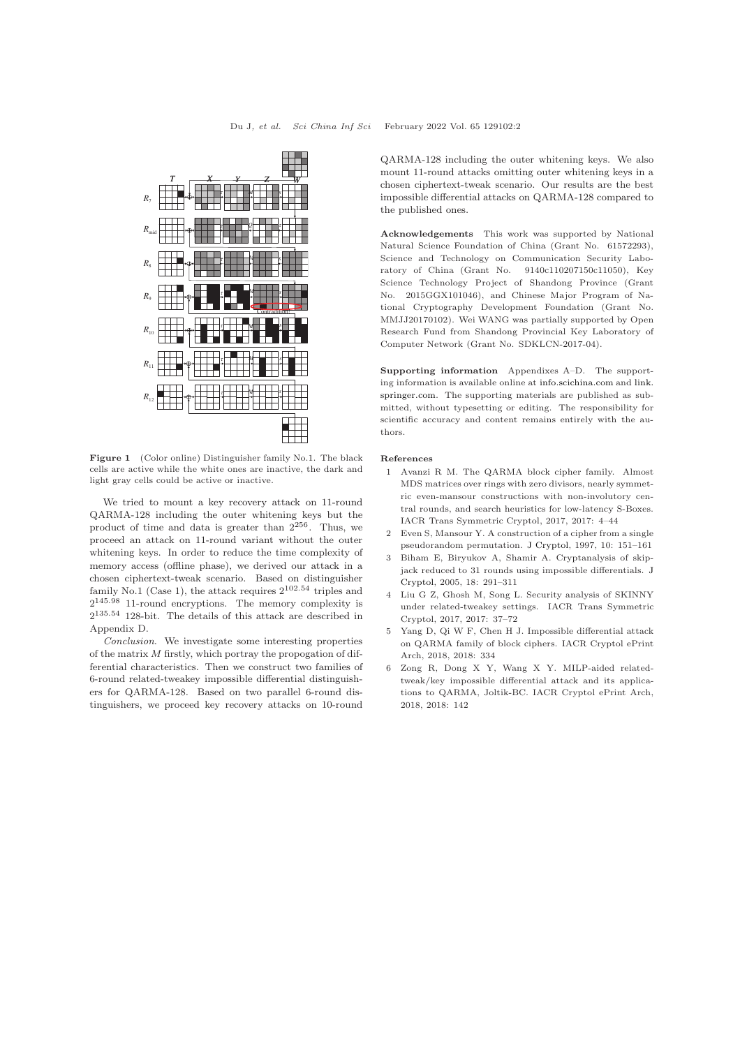T X Y Z W

$R_7$

$R_{mid}$

$R_8$

$R_9$

Contradiction!

$R_{10}$

$R_{11}$

$R_{12}$

**Figure 1** (Color online) Distinguisher family No.1. The black cells are active while the white ones are inactive, the dark and light gray cells could be active or inactive.

We tried to mount a key recovery attack on 11-round QARMA-128 including the outer whitening keys but the product of time and data is greater than $2^{256}$. Thus, we proceed an attack on 11-round variant without the outer whitening keys. In order to reduce the time complexity of memory access (offline phase), we derived our attack in a chosen ciphertext-tweak scenario. Based on distinguisher family No.1 (Case 1), the attack requires $2^{102.54}$ triples and $2^{145.98}$ 11-round encryptions. The memory complexity is $2^{135.54}$ 128-bit. The details of this attack are described in Appendix D.

*Conclusion.* We investigate some interesting properties of the matrix $M$ firstly, which portray the propogation of differential characteristics. Then we construct two families of 6-round related-tweakey impossible differential distinguishers for QARMA-128. Based on two parallel 6-round distinguishers, we proceed key recovery attacks on 10-round QARMA-128 including the outer whitening keys. We also mount 11-round attacks omitting outer whitening keys in a chosen ciphertext-tweak scenario. Our results are the best impossible differential attacks on QARMA-128 compared to the published ones.

**Acknowledgements** This work was supported by National Natural Science Foundation of China (Grant No. 61572293), Science and Technology on Communication Security Laboratory of China (Grant No. 9140c110207150c11050), Key Science Technology Project of Shandong Province (Grant No. 2015GGX101046), and Chinese Major Program of National Cryptography Development Foundation (Grant No. MMJJ20170102). Wei WANG was partially supported by Open Research Fund from Shandong Provincial Key Laboratory of Computer Network (Grant No. SDKLCN-2017-04).

**Supporting information** Appendixes A–D. The supporting information is available online at info.scichina.com and link.springer.com. The supporting materials are published as submitted, without typesetting or editing. The responsibility for scientific accuracy and content remains entirely with the authors.

## References

1 Avanzi R M. The QARMA block cipher family. Almost MDS matrices over rings with zero divisors, nearly symmetric even-mansour constructions with non-involutory central rounds, and search heuristics for low-latency S-Boxes. IACR Trans Symmetric Cryptol, 2017, 2017: 4–44

2 Even S, Mansour Y. A construction of a cipher from a single pseudorandom permutation. J Cryptol, 1997, 10: 151–161

3 Biham E, Biryukov A, Shamir A. Cryptanalysis of skipjack reduced to 31 rounds using impossible differentials. J Cryptol, 2005, 18: 291–311

4 Liu G Z, Ghosh M, Song L. Security analysis of SKINNY under related-tweakey settings. IACR Trans Symmetric Cryptol, 2017, 2017: 37–72

5 Yang D, Qi W F, Chen H J. Impossible differential attack on QARMA family of block ciphers. IACR Cryptol ePrint Arch, 2018, 2018: 334

6 Zong R, Dong X Y, Wang X Y. MILP-aided related-tweak/key impossible differential attack and its applications to QARMA, Joltik-BC. IACR Cryptol ePrint Arch, 2018, 2018: 142